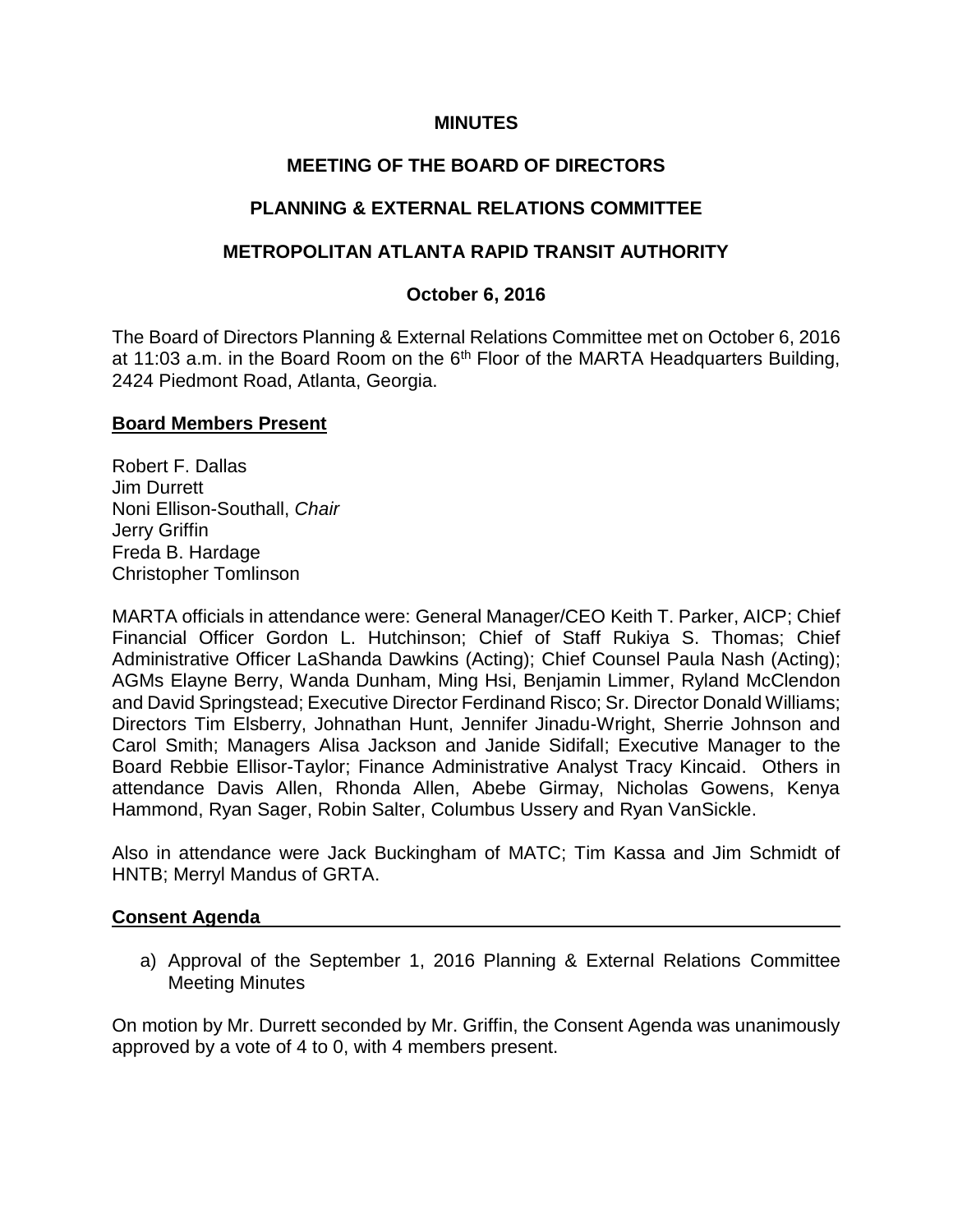**MINUTES**

**MEETING OF THE BOARD OF DIRECTORS**

**PLANNING & EXTERNAL RELATIONS COMMITTEE**

**METROPOLITAN ATLANTA RAPID TRANSIT AUTHORITY**

**October 6, 2016**

The Board of Directors Planning & External Relations Committee met on October 6, 2016 at 11:03 a.m. in the Board Room on the 6th Floor of the MARTA Headquarters Building, 2424 Piedmont Road, Atlanta, Georgia.

**Board Members Present**

Robert F. Dallas
Jim Durrett
Noni Ellison-Southall, *Chair*
Jerry Griffin
Freda B. Hardage
Christopher Tomlinson

MARTA officials in attendance were: General Manager/CEO Keith T. Parker, AICP; Chief Financial Officer Gordon L. Hutchinson; Chief of Staff Rukiya S. Thomas; Chief Administrative Officer LaShanda Dawkins (Acting); Chief Counsel Paula Nash (Acting); AGMs Elayne Berry, Wanda Dunham, Ming Hsi, Benjamin Limmer, Ryland McClendon and David Springstead; Executive Director Ferdinand Risco; Sr. Director Donald Williams; Directors Tim Elsberry, Johnathan Hunt, Jennifer Jinadu-Wright, Sherrie Johnson and Carol Smith; Managers Alisa Jackson and Janide Sidifall; Executive Manager to the Board Rebbie Ellisor-Taylor; Finance Administrative Analyst Tracy Kincaid. Others in attendance Davis Allen, Rhonda Allen, Abebe Girmay, Nicholas Gowens, Kenya Hammond, Ryan Sager, Robin Salter, Columbus Ussery and Ryan VanSickle.

Also in attendance were Jack Buckingham of MATC; Tim Kassa and Jim Schmidt of HNTB; Merryl Mandus of GRTA.

**Consent Agenda**

a) Approval of the September 1, 2016 Planning & External Relations Committee Meeting Minutes

On motion by Mr. Durrett seconded by Mr. Griffin, the Consent Agenda was unanimously approved by a vote of 4 to 0, with 4 members present.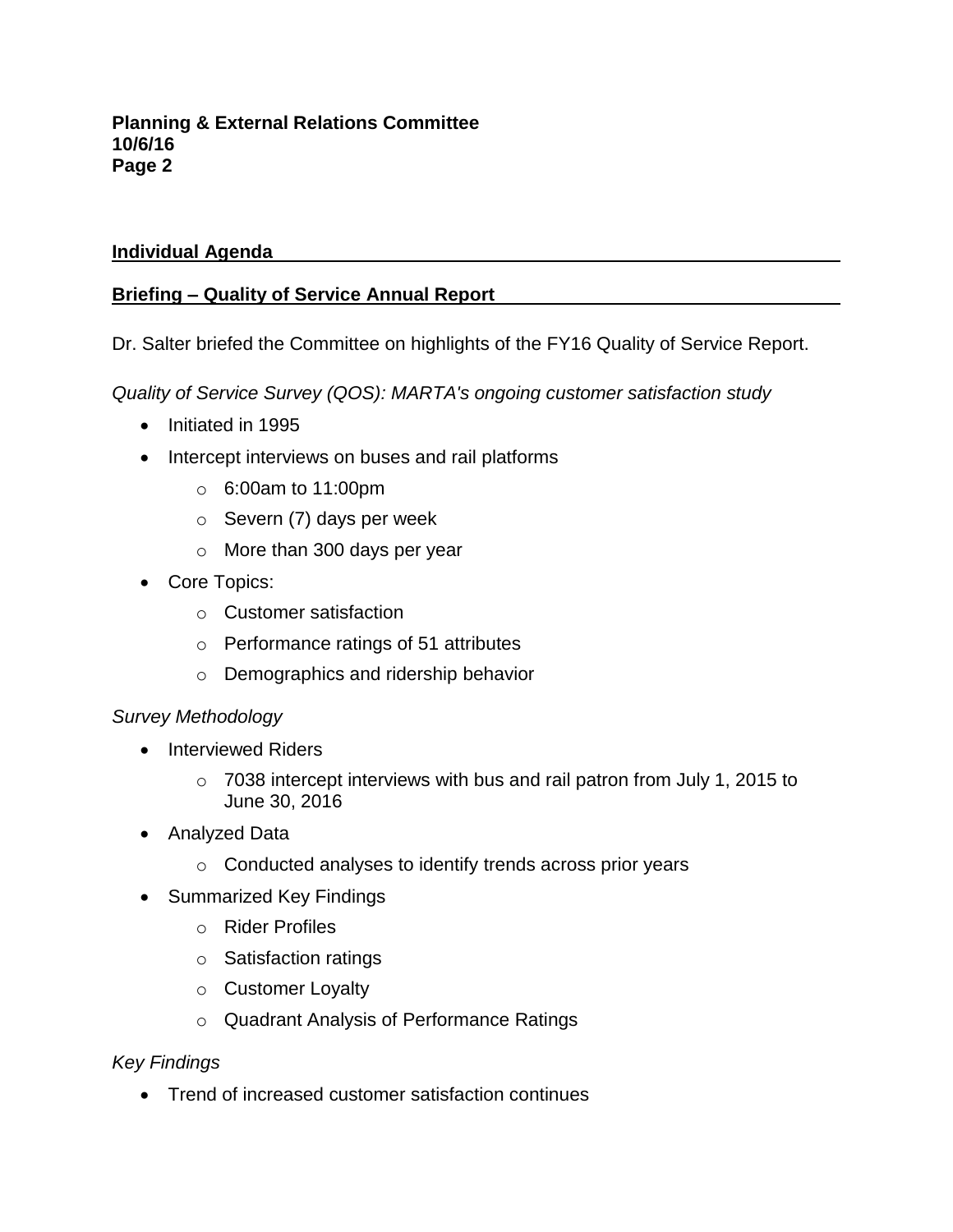## Individual Agenda

## Briefing – Quality of Service Annual Report

Dr. Salter briefed the Committee on highlights of the FY16 Quality of Service Report.

*Quality of Service Survey (QOS): MARTA's ongoing customer satisfaction study*

- Initiated in 1995
- Intercept interviews on buses and rail platforms
  - 6:00am to 11:00pm
  - Severn (7) days per week
  - More than 300 days per year
- Core Topics:
  - Customer satisfaction
  - Performance ratings of 51 attributes
  - Demographics and ridership behavior

*Survey Methodology*

- Interviewed Riders
  - 7038 intercept interviews with bus and rail patron from July 1, 2015 to June 30, 2016
- Analyzed Data
  - Conducted analyses to identify trends across prior years
- Summarized Key Findings
  - Rider Profiles
  - Satisfaction ratings
  - Customer Loyalty
  - Quadrant Analysis of Performance Ratings

*Key Findings*

- Trend of increased customer satisfaction continues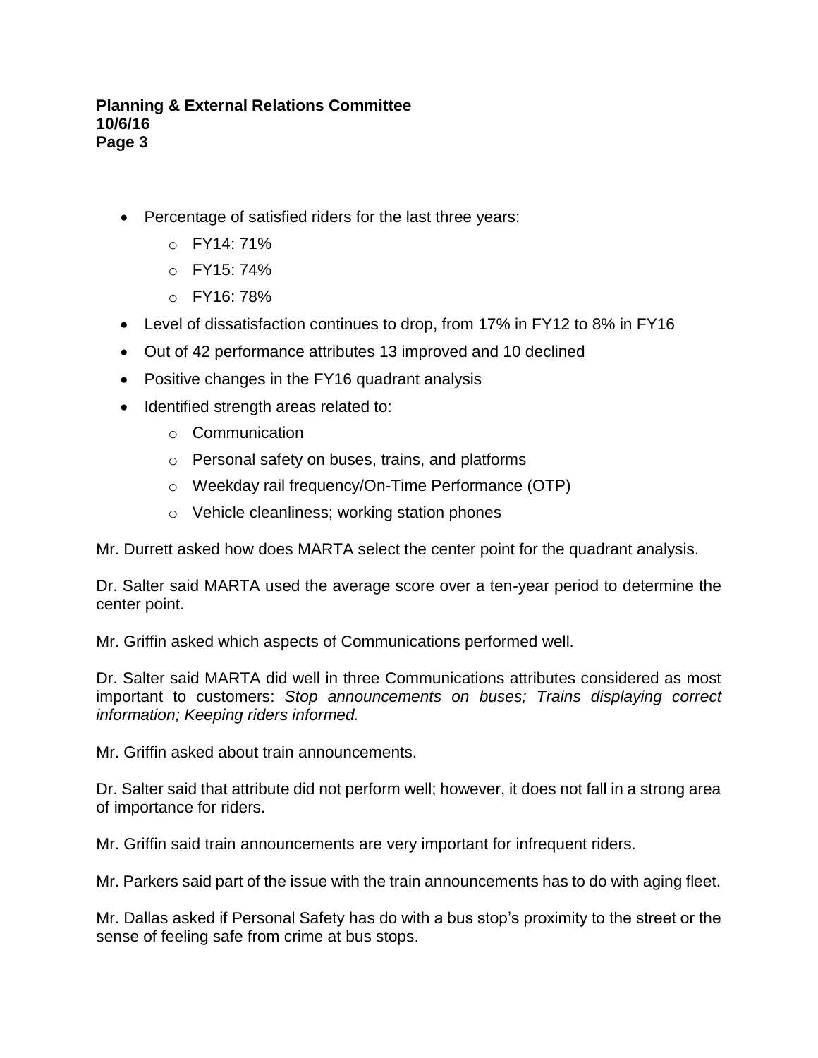- Percentage of satisfied riders for the last three years:
  - FY14: 71%
  - FY15: 74%
  - FY16: 78%
- Level of dissatisfaction continues to drop, from 17% in FY12 to 8% in FY16
- Out of 42 performance attributes 13 improved and 10 declined
- Positive changes in the FY16 quadrant analysis
- Identified strength areas related to:
  - Communication
  - Personal safety on buses, trains, and platforms
  - Weekday rail frequency/On-Time Performance (OTP)
  - Vehicle cleanliness; working station phones

Mr. Durrett asked how does MARTA select the center point for the quadrant analysis.

Dr. Salter said MARTA used the average score over a ten-year period to determine the center point.

Mr. Griffin asked which aspects of Communications performed well.

Dr. Salter said MARTA did well in three Communications attributes considered as most important to customers: *Stop announcements on buses; Trains displaying correct information; Keeping riders informed.*

Mr. Griffin asked about train announcements.

Dr. Salter said that attribute did not perform well; however, it does not fall in a strong area of importance for riders.

Mr. Griffin said train announcements are very important for infrequent riders.

Mr. Parkers said part of the issue with the train announcements has to do with aging fleet.

Mr. Dallas asked if Personal Safety has do with a bus stop's proximity to the street or the sense of feeling safe from crime at bus stops.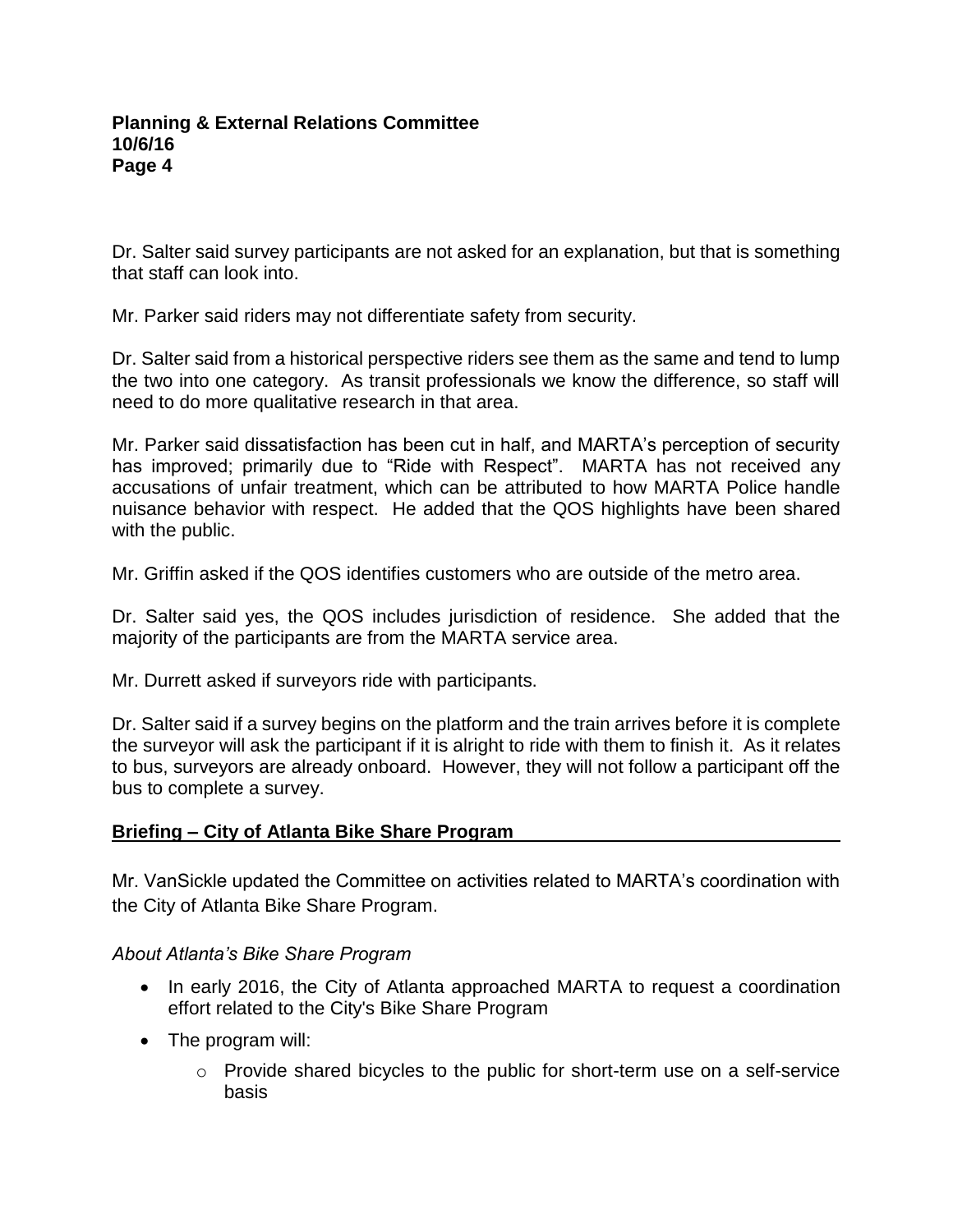Dr. Salter said survey participants are not asked for an explanation, but that is something that staff can look into.

Mr. Parker said riders may not differentiate safety from security.

Dr. Salter said from a historical perspective riders see them as the same and tend to lump the two into one category. As transit professionals we know the difference, so staff will need to do more qualitative research in that area.

Mr. Parker said dissatisfaction has been cut in half, and MARTA's perception of security has improved; primarily due to "Ride with Respect". MARTA has not received any accusations of unfair treatment, which can be attributed to how MARTA Police handle nuisance behavior with respect. He added that the QOS highlights have been shared with the public.

Mr. Griffin asked if the QOS identifies customers who are outside of the metro area.

Dr. Salter said yes, the QOS includes jurisdiction of residence. She added that the majority of the participants are from the MARTA service area.

Mr. Durrett asked if surveyors ride with participants.

Dr. Salter said if a survey begins on the platform and the train arrives before it is complete the surveyor will ask the participant if it is alright to ride with them to finish it. As it relates to bus, surveyors are already onboard. However, they will not follow a participant off the bus to complete a survey.

## Briefing – City of Atlanta Bike Share Program

Mr. VanSickle updated the Committee on activities related to MARTA's coordination with the City of Atlanta Bike Share Program.

*About Atlanta's Bike Share Program*

- In early 2016, the City of Atlanta approached MARTA to request a coordination effort related to the City's Bike Share Program
- The program will:
  - Provide shared bicycles to the public for short-term use on a self-service basis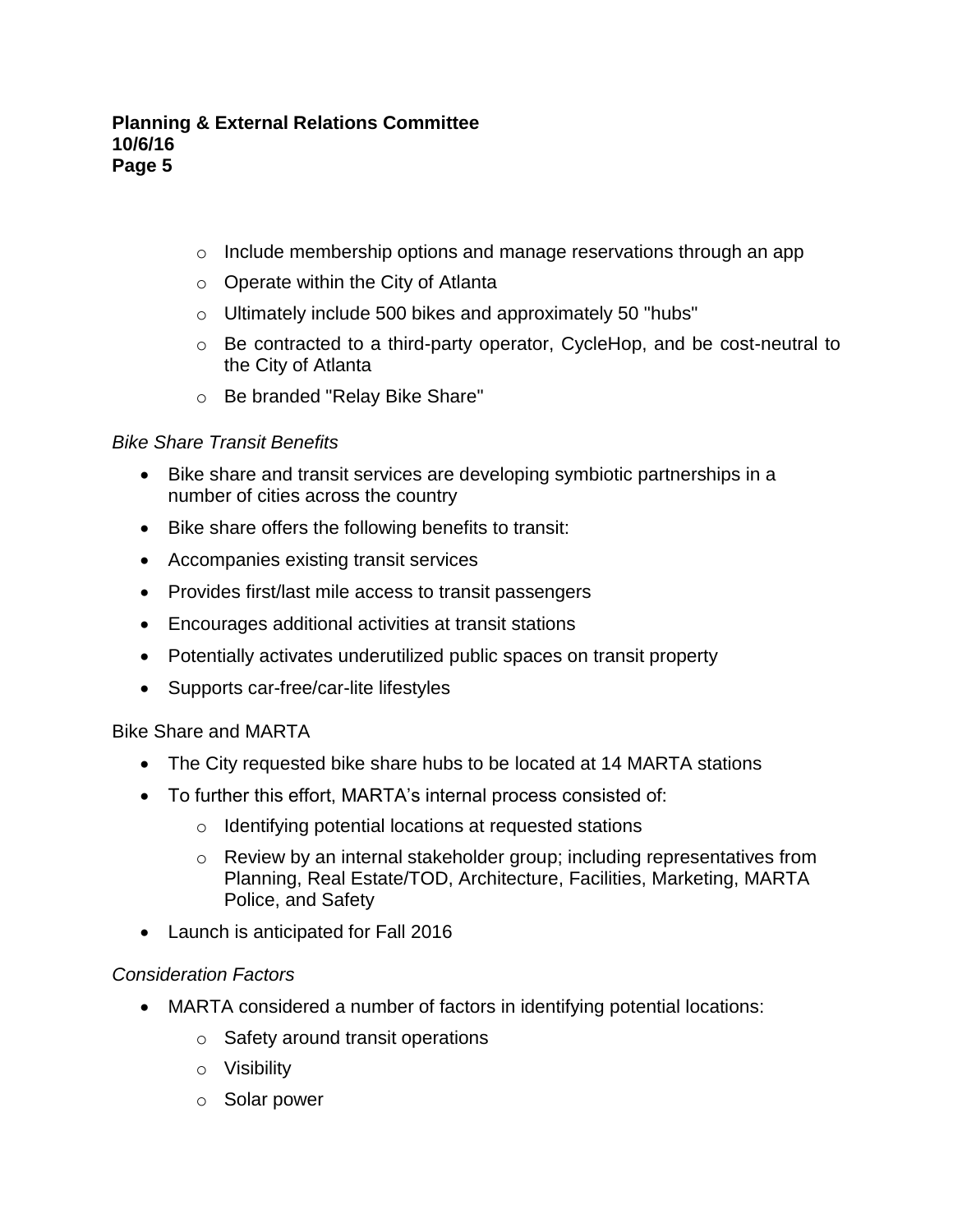- Include membership options and manage reservations through an app
  - Operate within the City of Atlanta
  - Ultimately include 500 bikes and approximately 50 "hubs"
  - Be contracted to a third-party operator, CycleHop, and be cost-neutral to the City of Atlanta
  - Be branded "Relay Bike Share"

*Bike Share Transit Benefits*

- Bike share and transit services are developing symbiotic partnerships in a number of cities across the country
- Bike share offers the following benefits to transit:
- Accompanies existing transit services
- Provides first/last mile access to transit passengers
- Encourages additional activities at transit stations
- Potentially activates underutilized public spaces on transit property
- Supports car-free/car-lite lifestyles

Bike Share and MARTA

- The City requested bike share hubs to be located at 14 MARTA stations
- To further this effort, MARTA's internal process consisted of:
  - Identifying potential locations at requested stations
  - Review by an internal stakeholder group; including representatives from Planning, Real Estate/TOD, Architecture, Facilities, Marketing, MARTA Police, and Safety
- Launch is anticipated for Fall 2016

*Consideration Factors*

- MARTA considered a number of factors in identifying potential locations:
  - Safety around transit operations
  - Visibility
  - Solar power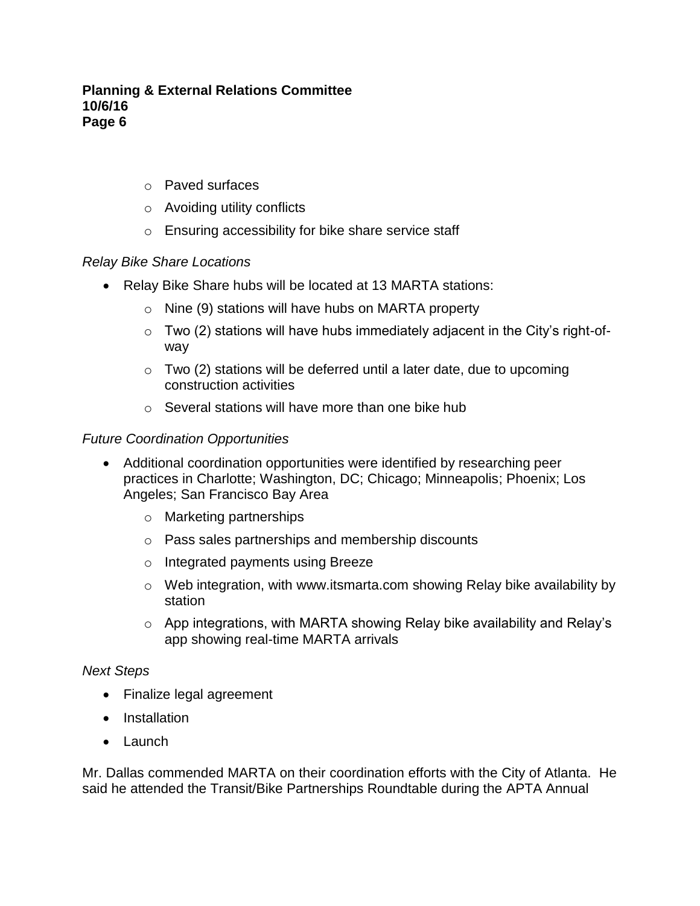- Paved surfaces
- Avoiding utility conflicts
- Ensuring accessibility for bike share service staff

*Relay Bike Share Locations*

- Relay Bike Share hubs will be located at 13 MARTA stations:
  - Nine (9) stations will have hubs on MARTA property
  - Two (2) stations will have hubs immediately adjacent in the City's right-of-way
  - Two (2) stations will be deferred until a later date, due to upcoming construction activities
  - Several stations will have more than one bike hub

*Future Coordination Opportunities*

- Additional coordination opportunities were identified by researching peer practices in Charlotte; Washington, DC; Chicago; Minneapolis; Phoenix; Los Angeles; San Francisco Bay Area
  - Marketing partnerships
  - Pass sales partnerships and membership discounts
  - Integrated payments using Breeze
  - Web integration, with www.itsmarta.com showing Relay bike availability by station
  - App integrations, with MARTA showing Relay bike availability and Relay's app showing real-time MARTA arrivals

*Next Steps*

- Finalize legal agreement
- Installation
- Launch

Mr. Dallas commended MARTA on their coordination efforts with the City of Atlanta. He said he attended the Transit/Bike Partnerships Roundtable during the APTA Annual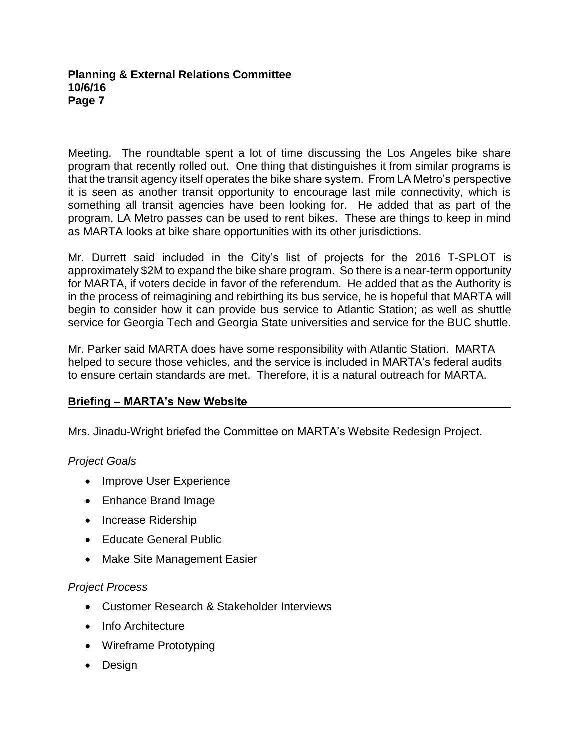Meeting. The roundtable spent a lot of time discussing the Los Angeles bike share program that recently rolled out. One thing that distinguishes it from similar programs is that the transit agency itself operates the bike share system. From LA Metro's perspective it is seen as another transit opportunity to encourage last mile connectivity, which is something all transit agencies have been looking for. He added that as part of the program, LA Metro passes can be used to rent bikes. These are things to keep in mind as MARTA looks at bike share opportunities with its other jurisdictions.

Mr. Durrett said included in the City's list of projects for the 2016 T-SPLOT is approximately $2M to expand the bike share program. So there is a near-term opportunity for MARTA, if voters decide in favor of the referendum. He added that as the Authority is in the process of reimagining and rebirthing its bus service, he is hopeful that MARTA will begin to consider how it can provide bus service to Atlantic Station; as well as shuttle service for Georgia Tech and Georgia State universities and service for the BUC shuttle.

Mr. Parker said MARTA does have some responsibility with Atlantic Station. MARTA helped to secure those vehicles, and the service is included in MARTA's federal audits to ensure certain standards are met. Therefore, it is a natural outreach for MARTA.

## Briefing – MARTA's New Website

Mrs. Jinadu-Wright briefed the Committee on MARTA's Website Redesign Project.

*Project Goals*

- Improve User Experience
- Enhance Brand Image
- Increase Ridership
- Educate General Public
- Make Site Management Easier

*Project Process*

- Customer Research & Stakeholder Interviews
- Info Architecture
- Wireframe Prototyping
- Design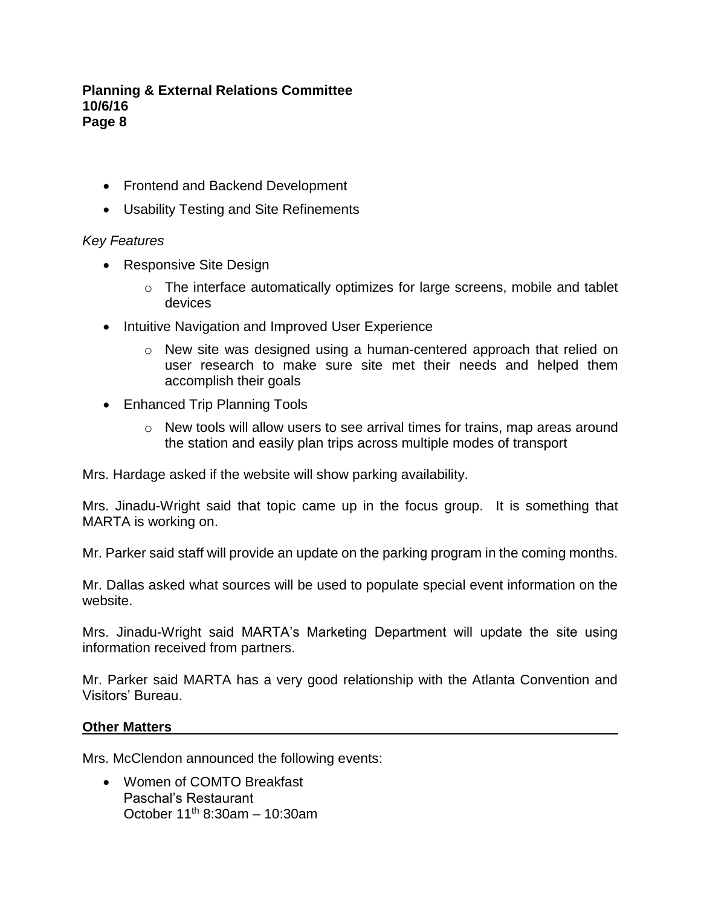- Frontend and Backend Development
- Usability Testing and Site Refinements

*Key Features*

- Responsive Site Design
  - The interface automatically optimizes for large screens, mobile and tablet devices
- Intuitive Navigation and Improved User Experience
  - New site was designed using a human-centered approach that relied on user research to make sure site met their needs and helped them accomplish their goals
- Enhanced Trip Planning Tools
  - New tools will allow users to see arrival times for trains, map areas around the station and easily plan trips across multiple modes of transport

Mrs. Hardage asked if the website will show parking availability.

Mrs. Jinadu-Wright said that topic came up in the focus group. It is something that MARTA is working on.

Mr. Parker said staff will provide an update on the parking program in the coming months.

Mr. Dallas asked what sources will be used to populate special event information on the website.

Mrs. Jinadu-Wright said MARTA's Marketing Department will update the site using information received from partners.

Mr. Parker said MARTA has a very good relationship with the Atlanta Convention and Visitors' Bureau.

## Other Matters

Mrs. McClendon announced the following events:

- Women of COMTO Breakfast
  Paschal's Restaurant
  October 11th 8:30am – 10:30am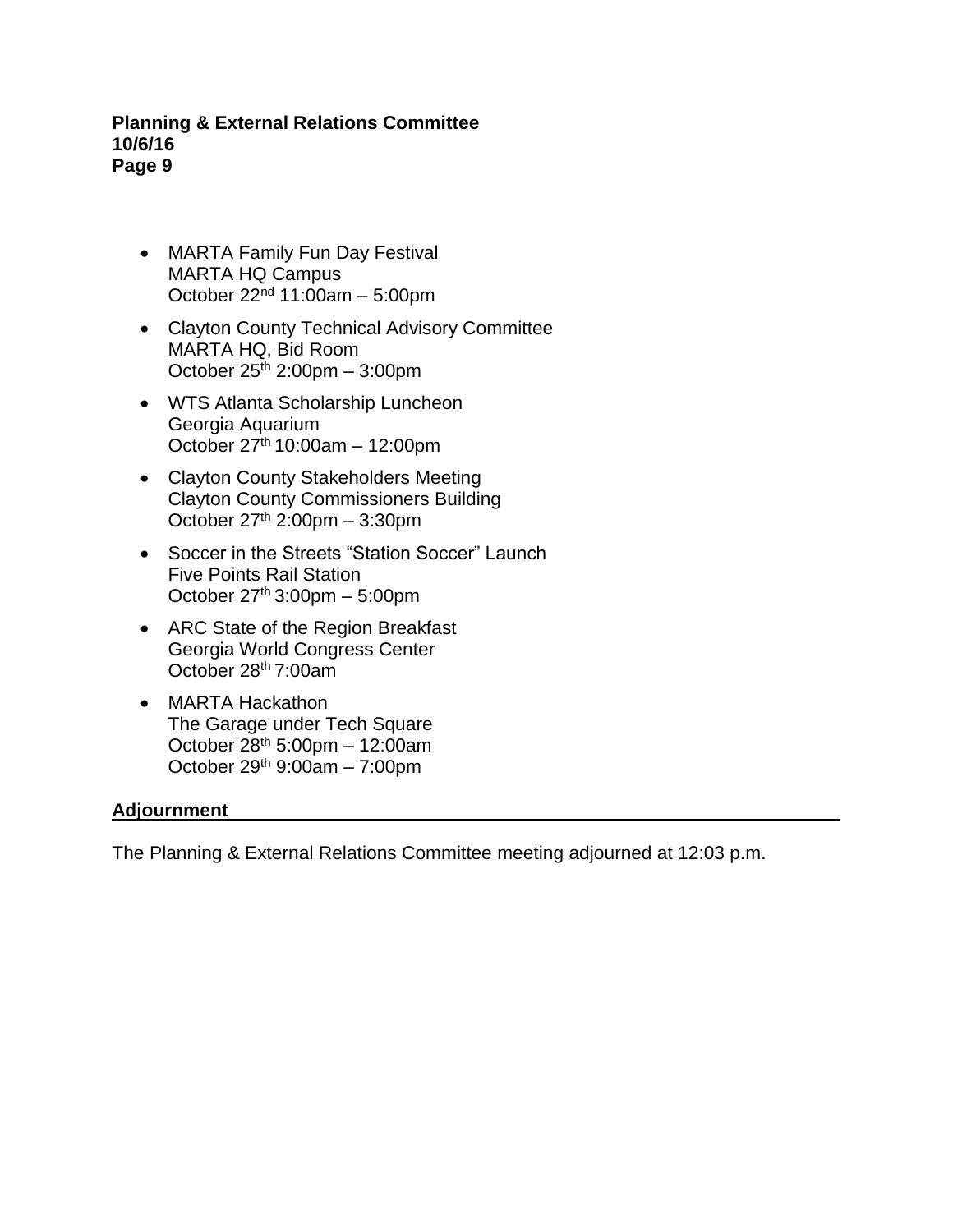- MARTA Family Fun Day Festival
  MARTA HQ Campus
  October 22nd 11:00am – 5:00pm

- Clayton County Technical Advisory Committee
  MARTA HQ, Bid Room
  October 25th 2:00pm – 3:00pm

- WTS Atlanta Scholarship Luncheon
  Georgia Aquarium
  October 27th 10:00am – 12:00pm

- Clayton County Stakeholders Meeting
  Clayton County Commissioners Building
  October 27th 2:00pm – 3:30pm

- Soccer in the Streets "Station Soccer" Launch
  Five Points Rail Station
  October 27th 3:00pm – 5:00pm

- ARC State of the Region Breakfast
  Georgia World Congress Center
  October 28th 7:00am

- MARTA Hackathon
  The Garage under Tech Square
  October 28th 5:00pm – 12:00am
  October 29th 9:00am – 7:00pm

**Adjournment**

The Planning & External Relations Committee meeting adjourned at 12:03 p.m.